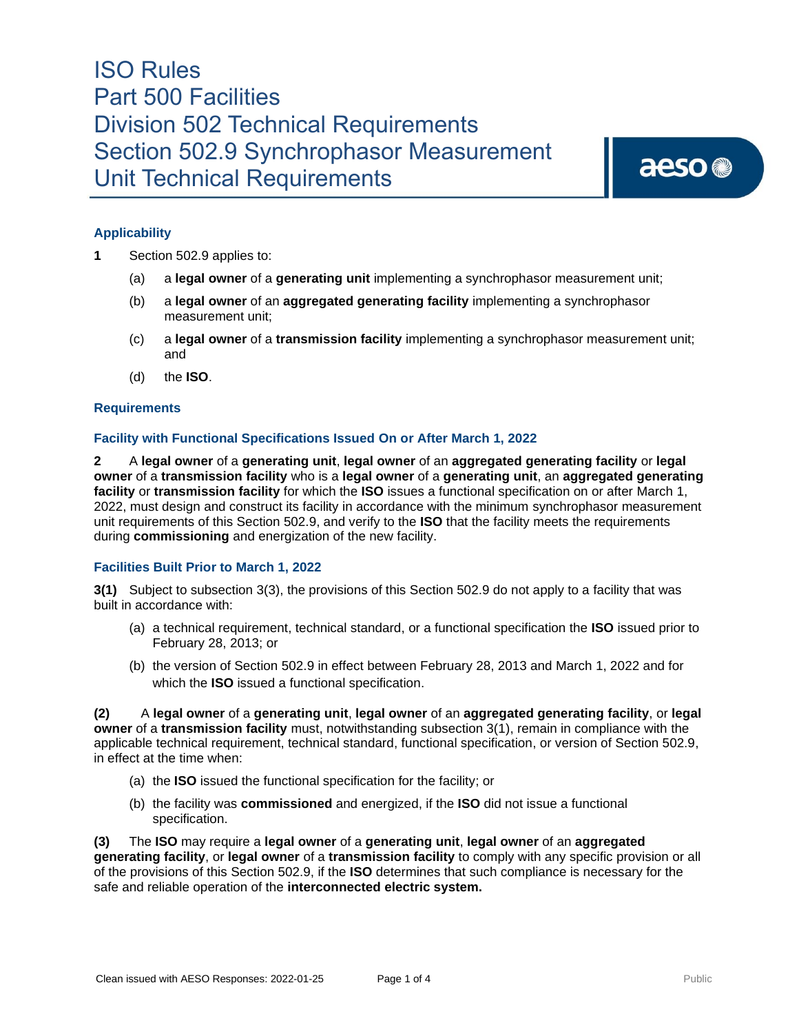# ISO Rules
# Part 500 Facilities
# Division 502 Technical Requirements
# Section 502.9 Synchrophasor Measurement Unit Technical Requirements

### Applicability

**1** Section 502.9 applies to:

(a) a **legal owner** of a **generating unit** implementing a synchrophasor measurement unit;

(b) a **legal owner** of an **aggregated generating facility** implementing a synchrophasor measurement unit;

(c) a **legal owner** of a **transmission facility** implementing a synchrophasor measurement unit; and

(d) the **ISO**.

### Requirements

#### Facility with Functional Specifications Issued On or After March 1, 2022

**2** A **legal owner** of a **generating unit**, **legal owner** of an **aggregated generating facility** or **legal owner** of a **transmission facility** who is a **legal owner** of a **generating unit**, an **aggregated generating facility** or **transmission facility** for which the **ISO** issues a functional specification on or after March 1, 2022, must design and construct its facility in accordance with the minimum synchrophasor measurement unit requirements of this Section 502.9, and verify to the **ISO** that the facility meets the requirements during **commissioning** and energization of the new facility.

#### Facilities Built Prior to March 1, 2022

**3(1)** Subject to subsection 3(3), the provisions of this Section 502.9 do not apply to a facility that was built in accordance with:

(a) a technical requirement, technical standard, or a functional specification the **ISO** issued prior to February 28, 2013; or

(b) the version of Section 502.9 in effect between February 28, 2013 and March 1, 2022 and for which the **ISO** issued a functional specification.

**(2)** A **legal owner** of a **generating unit**, **legal owner** of an **aggregated generating facility**, or **legal owner** of a **transmission facility** must, notwithstanding subsection 3(1), remain in compliance with the applicable technical requirement, technical standard, functional specification, or version of Section 502.9, in effect at the time when:

(a) the **ISO** issued the functional specification for the facility; or

(b) the facility was **commissioned** and energized, if the **ISO** did not issue a functional specification.

**(3)** The **ISO** may require a **legal owner** of a **generating unit**, **legal owner** of an **aggregated generating facility**, or **legal owner** of a **transmission facility** to comply with any specific provision or all of the provisions of this Section 502.9, if the **ISO** determines that such compliance is necessary for the safe and reliable operation of the **interconnected electric system.**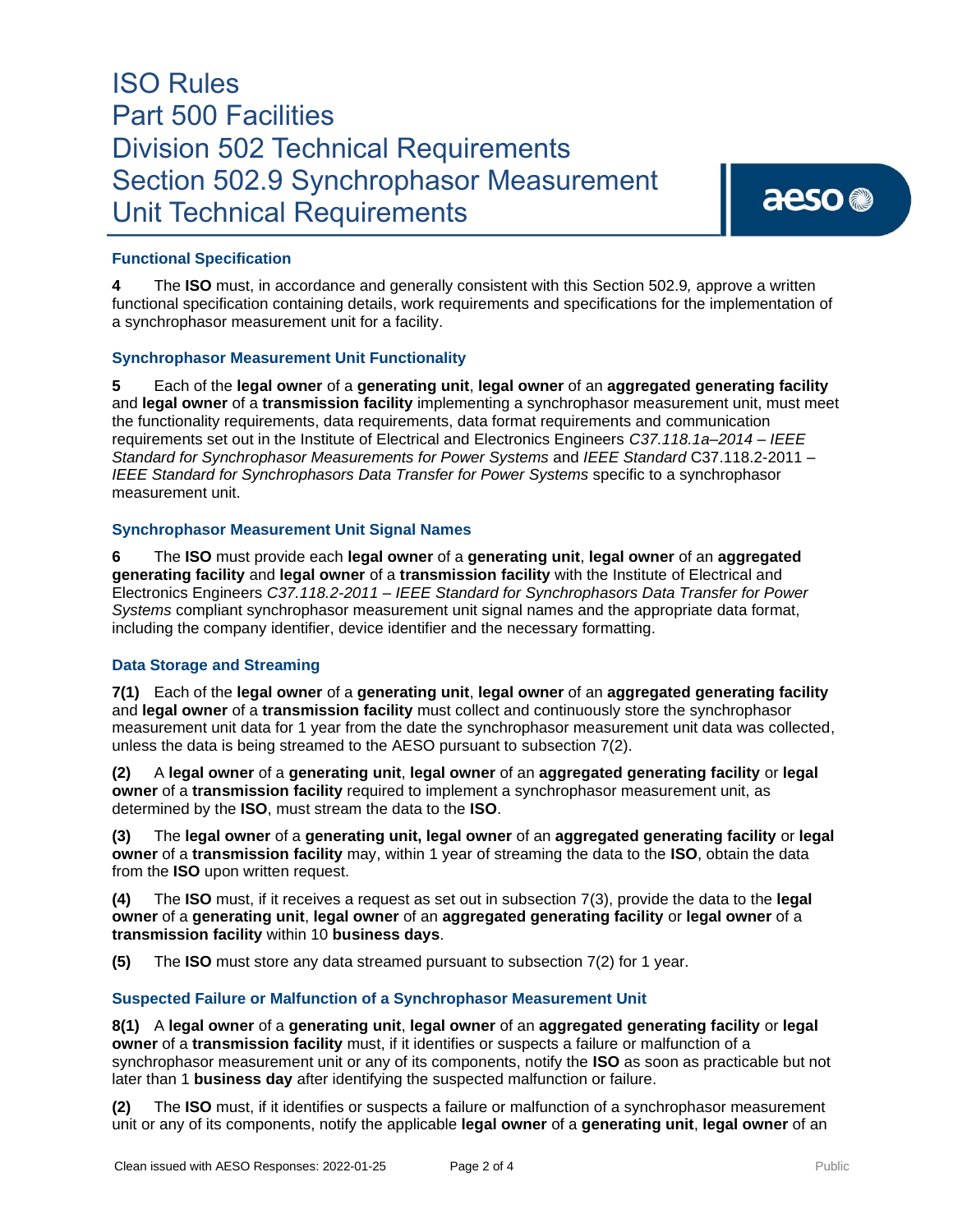### Functional Specification

**4** The **ISO** must, in accordance and generally consistent with this Section 502.9*,* approve a written functional specification containing details, work requirements and specifications for the implementation of a synchrophasor measurement unit for a facility.

### Synchrophasor Measurement Unit Functionality

**5** Each of the **legal owner** of a **generating unit**, **legal owner** of an **aggregated generating facility** and **legal owner** of a **transmission facility** implementing a synchrophasor measurement unit, must meet the functionality requirements, data requirements, data format requirements and communication requirements set out in the Institute of Electrical and Electronics Engineers *C37.118.1a–2014 – IEEE Standard for Synchrophasor Measurements for Power Systems* and *IEEE Standard* C37.118.2-2011 – *IEEE Standard for Synchrophasors Data Transfer for Power Systems* specific to a synchrophasor measurement unit.

### Synchrophasor Measurement Unit Signal Names

**6** The **ISO** must provide each **legal owner** of a **generating unit**, **legal owner** of an **aggregated generating facility** and **legal owner** of a **transmission facility** with the Institute of Electrical and Electronics Engineers *C37.118.2-2011 – IEEE Standard for Synchrophasors Data Transfer for Power Systems* compliant synchrophasor measurement unit signal names and the appropriate data format, including the company identifier, device identifier and the necessary formatting.

### Data Storage and Streaming

**7(1)** Each of the **legal owner** of a **generating unit**, **legal owner** of an **aggregated generating facility** and **legal owner** of a **transmission facility** must collect and continuously store the synchrophasor measurement unit data for 1 year from the date the synchrophasor measurement unit data was collected, unless the data is being streamed to the AESO pursuant to subsection 7(2).

**(2)** A **legal owner** of a **generating unit**, **legal owner** of an **aggregated generating facility** or **legal owner** of a **transmission facility** required to implement a synchrophasor measurement unit, as determined by the **ISO**, must stream the data to the **ISO**.

**(3)** The **legal owner** of a **generating unit, legal owner** of an **aggregated generating facility** or **legal owner** of a **transmission facility** may, within 1 year of streaming the data to the **ISO**, obtain the data from the **ISO** upon written request.

**(4)** The **ISO** must, if it receives a request as set out in subsection 7(3), provide the data to the **legal owner** of a **generating unit**, **legal owner** of an **aggregated generating facility** or **legal owner** of a **transmission facility** within 10 **business days**.

**(5)** The **ISO** must store any data streamed pursuant to subsection 7(2) for 1 year.

### Suspected Failure or Malfunction of a Synchrophasor Measurement Unit

**8(1)** A **legal owner** of a **generating unit**, **legal owner** of an **aggregated generating facility** or **legal owner** of a **transmission facility** must, if it identifies or suspects a failure or malfunction of a synchrophasor measurement unit or any of its components, notify the **ISO** as soon as practicable but not later than 1 **business day** after identifying the suspected malfunction or failure.

**(2)** The **ISO** must, if it identifies or suspects a failure or malfunction of a synchrophasor measurement unit or any of its components, notify the applicable **legal owner** of a **generating unit**, **legal owner** of an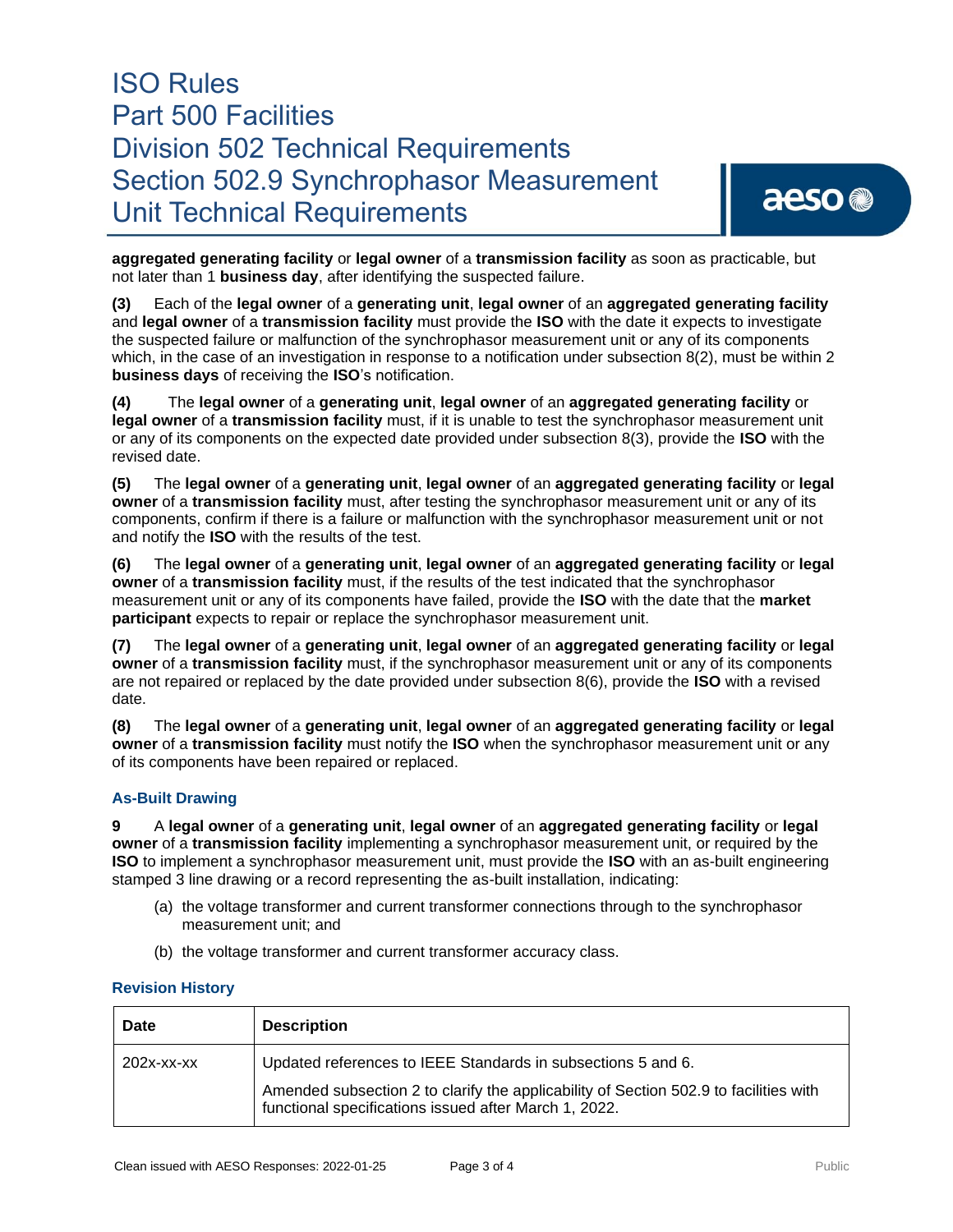**aggregated generating facility** or **legal owner** of a **transmission facility** as soon as practicable, but not later than 1 **business day**, after identifying the suspected failure.

**(3)** Each of the **legal owner** of a **generating unit**, **legal owner** of an **aggregated generating facility** and **legal owner** of a **transmission facility** must provide the **ISO** with the date it expects to investigate the suspected failure or malfunction of the synchrophasor measurement unit or any of its components which, in the case of an investigation in response to a notification under subsection 8(2), must be within 2 **business days** of receiving the **ISO**'s notification.

**(4)** The **legal owner** of a **generating unit**, **legal owner** of an **aggregated generating facility** or **legal owner** of a **transmission facility** must, if it is unable to test the synchrophasor measurement unit or any of its components on the expected date provided under subsection 8(3), provide the **ISO** with the revised date.

**(5)** The **legal owner** of a **generating unit**, **legal owner** of an **aggregated generating facility** or **legal owner** of a **transmission facility** must, after testing the synchrophasor measurement unit or any of its components, confirm if there is a failure or malfunction with the synchrophasor measurement unit or not and notify the **ISO** with the results of the test.

**(6)** The **legal owner** of a **generating unit**, **legal owner** of an **aggregated generating facility** or **legal owner** of a **transmission facility** must, if the results of the test indicated that the synchrophasor measurement unit or any of its components have failed, provide the **ISO** with the date that the **market participant** expects to repair or replace the synchrophasor measurement unit.

**(7)** The **legal owner** of a **generating unit**, **legal owner** of an **aggregated generating facility** or **legal owner** of a **transmission facility** must, if the synchrophasor measurement unit or any of its components are not repaired or replaced by the date provided under subsection 8(6), provide the **ISO** with a revised date.

**(8)** The **legal owner** of a **generating unit**, **legal owner** of an **aggregated generating facility** or **legal owner** of a **transmission facility** must notify the **ISO** when the synchrophasor measurement unit or any of its components have been repaired or replaced.

### As-Built Drawing

**9** A **legal owner** of a **generating unit**, **legal owner** of an **aggregated generating facility** or **legal owner** of a **transmission facility** implementing a synchrophasor measurement unit, or required by the **ISO** to implement a synchrophasor measurement unit, must provide the **ISO** with an as-built engineering stamped 3 line drawing or a record representing the as-built installation, indicating:

(a) the voltage transformer and current transformer connections through to the synchrophasor measurement unit; and

(b) the voltage transformer and current transformer accuracy class.

### Revision History

| Date | Description |
|---|---|
| 202x-xx-xx | Updated references to IEEE Standards in subsections 5 and 6.<br><br>Amended subsection 2 to clarify the applicability of Section 502.9 to facilities with functional specifications issued after March 1, 2022. |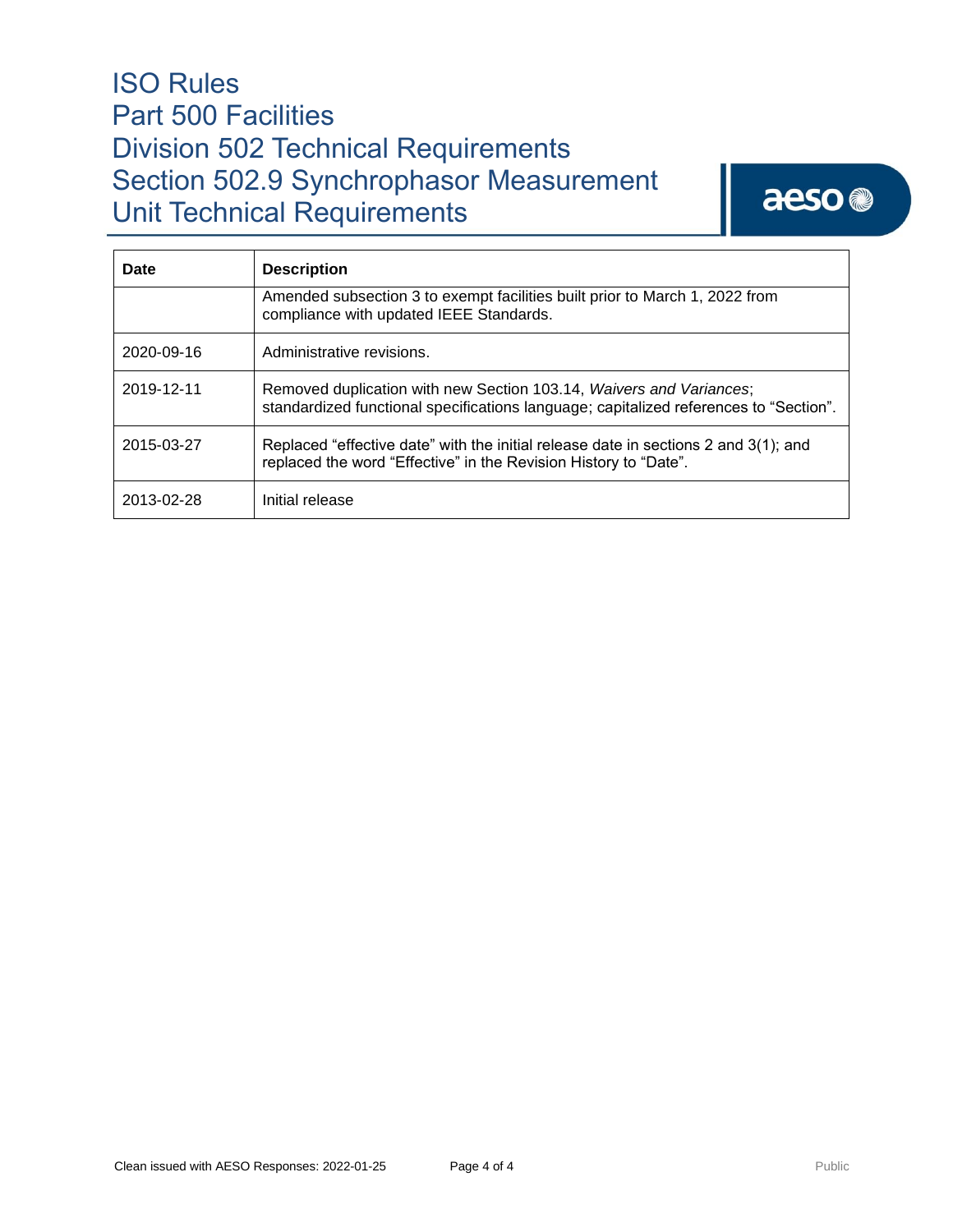| Date | Description |
|---|---|
| | Amended subsection 3 to exempt facilities built prior to March 1, 2022 from compliance with updated IEEE Standards. |
| 2020-09-16 | Administrative revisions. |
| 2019-12-11 | Removed duplication with new Section 103.14, *Waivers and Variances*; standardized functional specifications language; capitalized references to "Section". |
| 2015-03-27 | Replaced "effective date" with the initial release date in sections 2 and 3(1); and replaced the word "Effective" in the Revision History to "Date". |
| 2013-02-28 | Initial release |